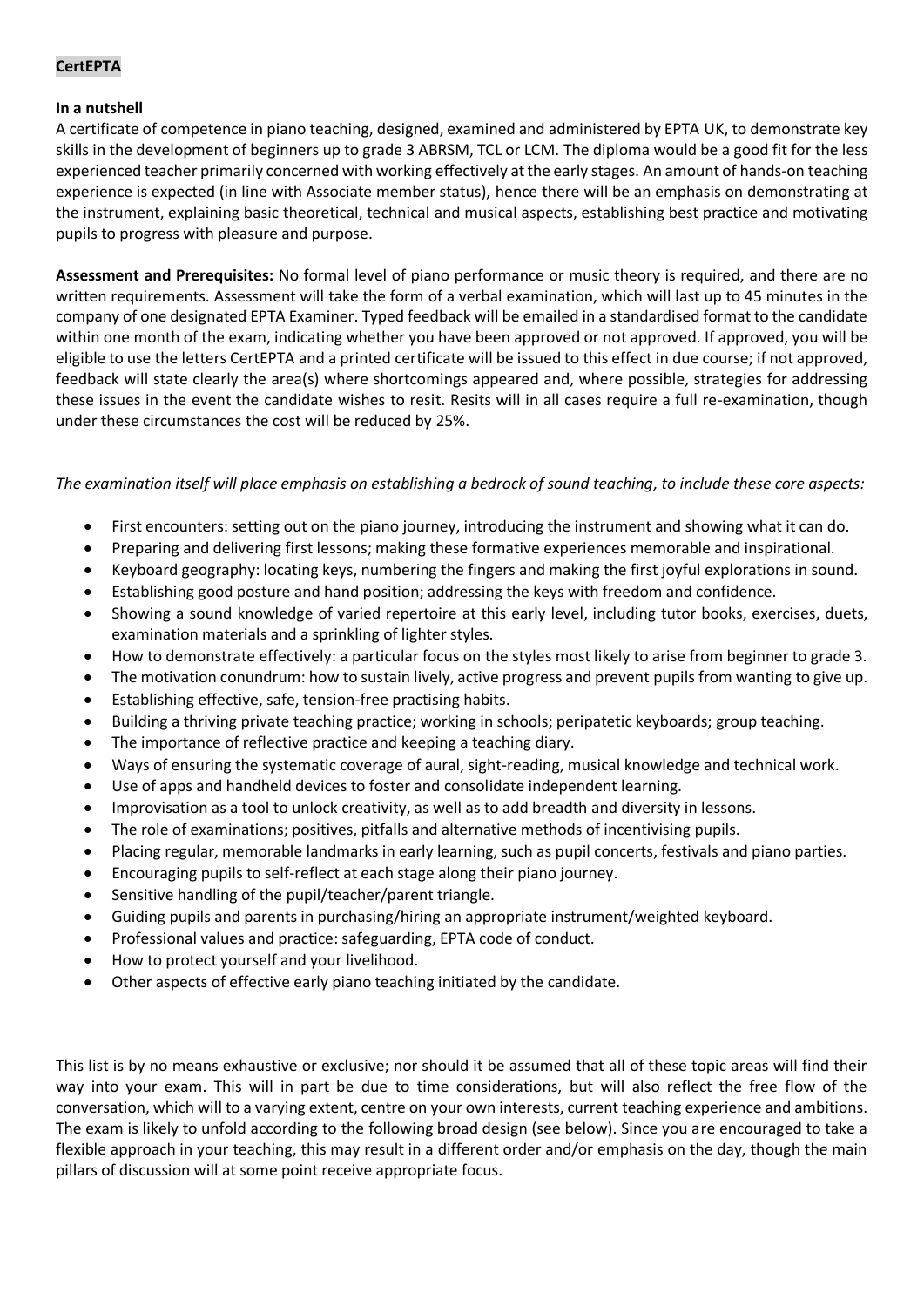**CertEPTA**

**In a nutshell**

A certificate of competence in piano teaching, designed, examined and administered by EPTA UK, to demonstrate key skills in the development of beginners up to grade 3 ABRSM, TCL or LCM. The diploma would be a good fit for the less experienced teacher primarily concerned with working effectively at the early stages. An amount of hands-on teaching experience is expected (in line with Associate member status), hence there will be an emphasis on demonstrating at the instrument, explaining basic theoretical, technical and musical aspects, establishing best practice and motivating pupils to progress with pleasure and purpose.

**Assessment and Prerequisites:** No formal level of piano performance or music theory is required, and there are no written requirements. Assessment will take the form of a verbal examination, which will last up to 45 minutes in the company of one designated EPTA Examiner. Typed feedback will be emailed in a standardised format to the candidate within one month of the exam, indicating whether you have been approved or not approved. If approved, you will be eligible to use the letters CertEPTA and a printed certificate will be issued to this effect in due course; if not approved, feedback will state clearly the area(s) where shortcomings appeared and, where possible, strategies for addressing these issues in the event the candidate wishes to resit. Resits will in all cases require a full re-examination, though under these circumstances the cost will be reduced by 25%.

*The examination itself will place emphasis on establishing a bedrock of sound teaching, to include these core aspects:*

- First encounters: setting out on the piano journey, introducing the instrument and showing what it can do.
- Preparing and delivering first lessons; making these formative experiences memorable and inspirational.
- Keyboard geography: locating keys, numbering the fingers and making the first joyful explorations in sound.
- Establishing good posture and hand position; addressing the keys with freedom and confidence.
- Showing a sound knowledge of varied repertoire at this early level, including tutor books, exercises, duets, examination materials and a sprinkling of lighter styles.
- How to demonstrate effectively: a particular focus on the styles most likely to arise from beginner to grade 3.
- The motivation conundrum: how to sustain lively, active progress and prevent pupils from wanting to give up.
- Establishing effective, safe, tension-free practising habits.
- Building a thriving private teaching practice; working in schools; peripatetic keyboards; group teaching.
- The importance of reflective practice and keeping a teaching diary.
- Ways of ensuring the systematic coverage of aural, sight-reading, musical knowledge and technical work.
- Use of apps and handheld devices to foster and consolidate independent learning.
- Improvisation as a tool to unlock creativity, as well as to add breadth and diversity in lessons.
- The role of examinations; positives, pitfalls and alternative methods of incentivising pupils.
- Placing regular, memorable landmarks in early learning, such as pupil concerts, festivals and piano parties.
- Encouraging pupils to self-reflect at each stage along their piano journey.
- Sensitive handling of the pupil/teacher/parent triangle.
- Guiding pupils and parents in purchasing/hiring an appropriate instrument/weighted keyboard.
- Professional values and practice: safeguarding, EPTA code of conduct.
- How to protect yourself and your livelihood.
- Other aspects of effective early piano teaching initiated by the candidate.

This list is by no means exhaustive or exclusive; nor should it be assumed that all of these topic areas will find their way into your exam. This will in part be due to time considerations, but will also reflect the free flow of the conversation, which will to a varying extent, centre on your own interests, current teaching experience and ambitions. The exam is likely to unfold according to the following broad design (see below). Since you are encouraged to take a flexible approach in your teaching, this may result in a different order and/or emphasis on the day, though the main pillars of discussion will at some point receive appropriate focus.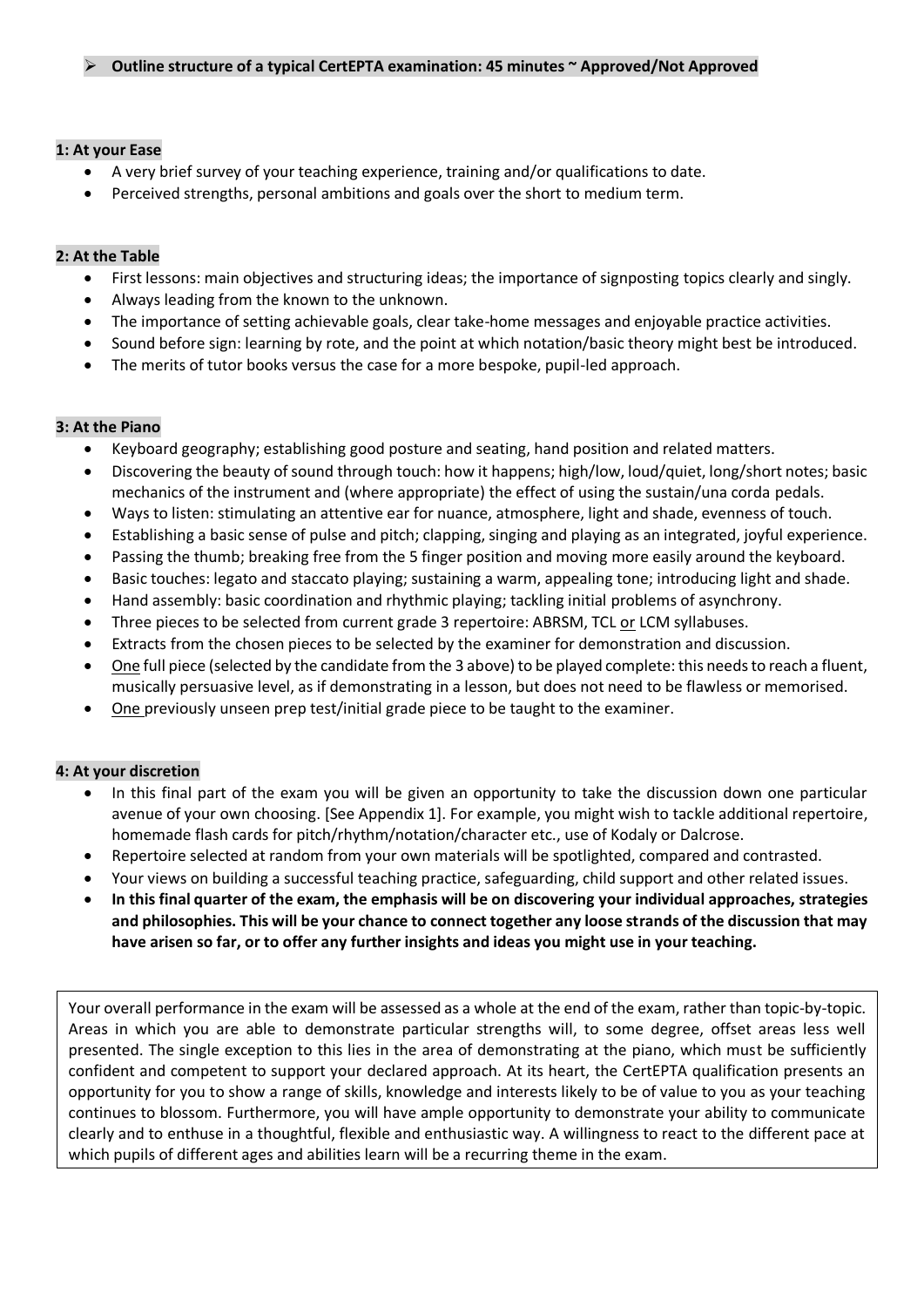- **Outline structure of a typical CertEPTA examination: 45 minutes ~ Approved/Not Approved**

**1: At your Ease**

- A very brief survey of your teaching experience, training and/or qualifications to date.
- Perceived strengths, personal ambitions and goals over the short to medium term.

**2: At the Table**

- First lessons: main objectives and structuring ideas; the importance of signposting topics clearly and singly.
- Always leading from the known to the unknown.
- The importance of setting achievable goals, clear take-home messages and enjoyable practice activities.
- Sound before sign: learning by rote, and the point at which notation/basic theory might best be introduced.
- The merits of tutor books versus the case for a more bespoke, pupil-led approach.

**3: At the Piano**

- Keyboard geography; establishing good posture and seating, hand position and related matters.
- Discovering the beauty of sound through touch: how it happens; high/low, loud/quiet, long/short notes; basic mechanics of the instrument and (where appropriate) the effect of using the sustain/una corda pedals.
- Ways to listen: stimulating an attentive ear for nuance, atmosphere, light and shade, evenness of touch.
- Establishing a basic sense of pulse and pitch; clapping, singing and playing as an integrated, joyful experience.
- Passing the thumb; breaking free from the 5 finger position and moving more easily around the keyboard.
- Basic touches: legato and staccato playing; sustaining a warm, appealing tone; introducing light and shade.
- Hand assembly: basic coordination and rhythmic playing; tackling initial problems of asynchrony.
- Three pieces to be selected from current grade 3 repertoire: ABRSM, TCL or LCM syllabuses.
- Extracts from the chosen pieces to be selected by the examiner for demonstration and discussion.
- One full piece (selected by the candidate from the 3 above) to be played complete: this needs to reach a fluent, musically persuasive level, as if demonstrating in a lesson, but does not need to be flawless or memorised.
- One previously unseen prep test/initial grade piece to be taught to the examiner.

**4: At your discretion**

- In this final part of the exam you will be given an opportunity to take the discussion down one particular avenue of your own choosing. [See Appendix 1]. For example, you might wish to tackle additional repertoire, homemade flash cards for pitch/rhythm/notation/character etc., use of Kodaly or Dalcrose.
- Repertoire selected at random from your own materials will be spotlighted, compared and contrasted.
- Your views on building a successful teaching practice, safeguarding, child support and other related issues.
- **In this final quarter of the exam, the emphasis will be on discovering your individual approaches, strategies and philosophies. This will be your chance to connect together any loose strands of the discussion that may have arisen so far, or to offer any further insights and ideas you might use in your teaching.**

Your overall performance in the exam will be assessed as a whole at the end of the exam, rather than topic-by-topic. Areas in which you are able to demonstrate particular strengths will, to some degree, offset areas less well presented. The single exception to this lies in the area of demonstrating at the piano, which must be sufficiently confident and competent to support your declared approach. At its heart, the CertEPTA qualification presents an opportunity for you to show a range of skills, knowledge and interests likely to be of value to you as your teaching continues to blossom. Furthermore, you will have ample opportunity to demonstrate your ability to communicate clearly and to enthuse in a thoughtful, flexible and enthusiastic way. A willingness to react to the different pace at which pupils of different ages and abilities learn will be a recurring theme in the exam.